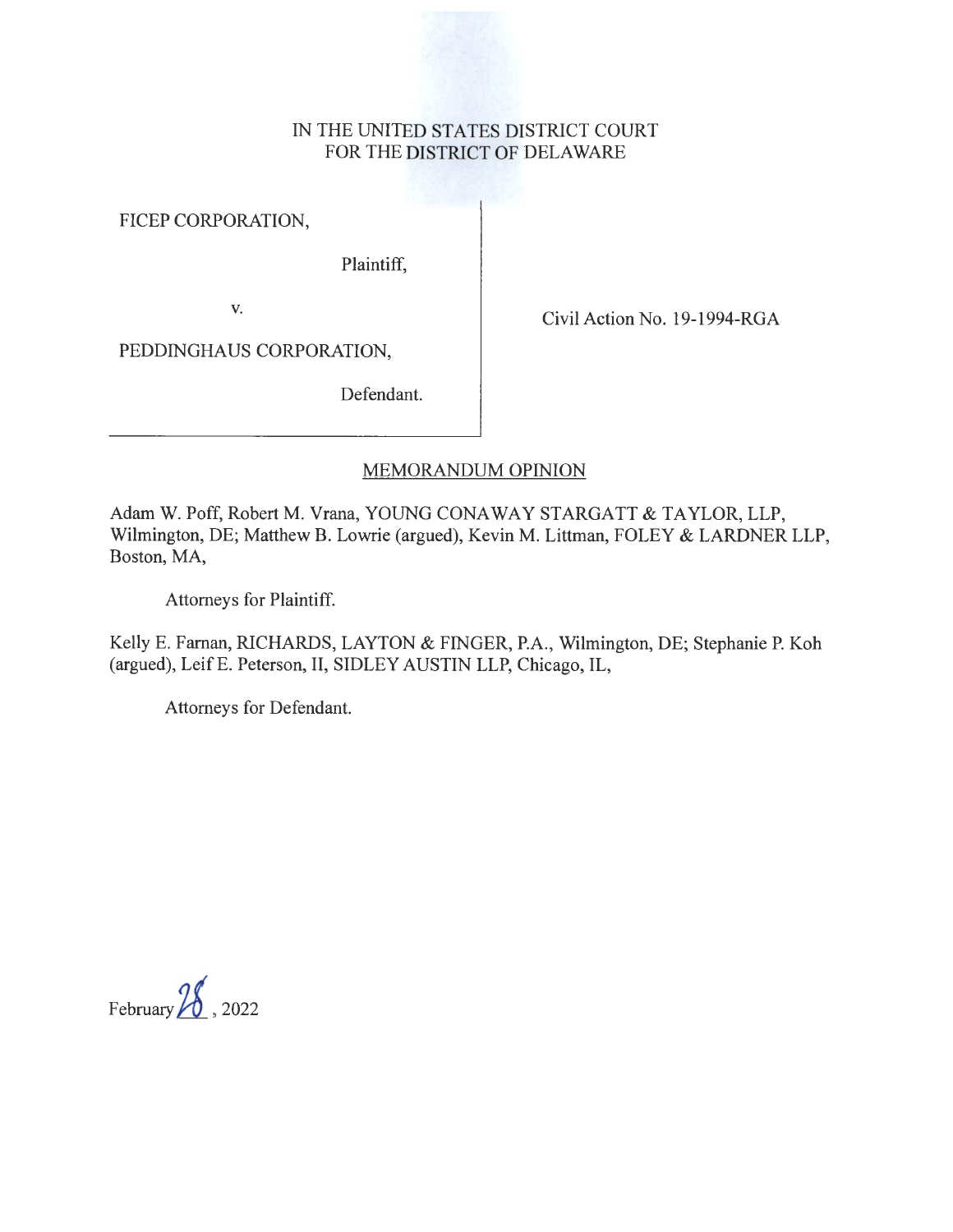IN THE UNITED STATES DISTRICT COURT
FOR THE DISTRICT OF DELAWARE

FICEP CORPORATION,

Plaintiff,

v.

PEDDINGHAUS CORPORATION,

Defendant.

Civil Action No. 19-1994-RGA

MEMORANDUM OPINION

Adam W. Poff, Robert M. Vrana, YOUNG CONAWAY STARGATT & TAYLOR, LLP, Wilmington, DE; Matthew B. Lowrie (argued), Kevin M. Littman, FOLEY & LARDNER LLP, Boston, MA,

Attorneys for Plaintiff.

Kelly E. Farnan, RICHARDS, LAYTON & FINGER, P.A., Wilmington, DE; Stephanie P. Koh (argued), Leif E. Peterson, II, SIDLEY AUSTIN LLP, Chicago, IL,

Attorneys for Defendant.

February 28, 2022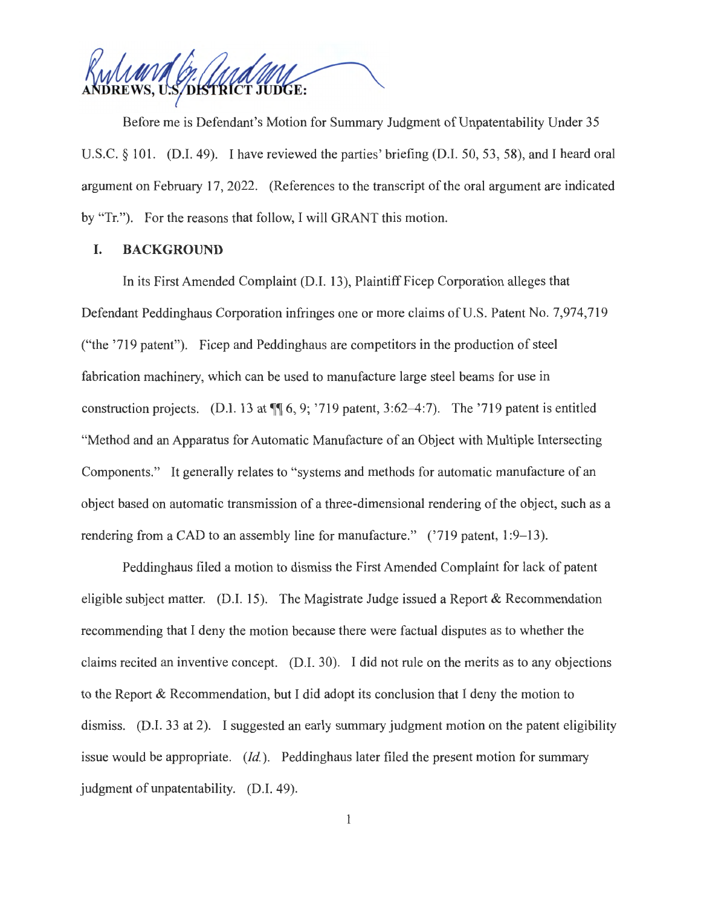ANDREWS, U.S. DISTRICT JUDGE:

Before me is Defendant's Motion for Summary Judgment of Unpatentability Under 35 U.S.C. § 101. (D.I. 49). I have reviewed the parties' briefing (D.I. 50, 53, 58), and I heard oral argument on February 17, 2022. (References to the transcript of the oral argument are indicated by "Tr."). For the reasons that follow, I will GRANT this motion.

## I. BACKGROUND

In its First Amended Complaint (D.I. 13), Plaintiff Ficep Corporation alleges that Defendant Peddinghaus Corporation infringes one or more claims of U.S. Patent No. 7,974,719 ("the '719 patent"). Ficep and Peddinghaus are competitors in the production of steel fabrication machinery, which can be used to manufacture large steel beams for use in construction projects. (D.I. 13 at ¶¶ 6, 9; '719 patent, 3:62–4:7). The '719 patent is entitled "Method and an Apparatus for Automatic Manufacture of an Object with Multiple Intersecting Components." It generally relates to "systems and methods for automatic manufacture of an object based on automatic transmission of a three-dimensional rendering of the object, such as a rendering from a CAD to an assembly line for manufacture." ('719 patent, 1:9–13).

Peddinghaus filed a motion to dismiss the First Amended Complaint for lack of patent eligible subject matter. (D.I. 15). The Magistrate Judge issued a Report & Recommendation recommending that I deny the motion because there were factual disputes as to whether the claims recited an inventive concept. (D.I. 30). I did not rule on the merits as to any objections to the Report & Recommendation, but I did adopt its conclusion that I deny the motion to dismiss. (D.I. 33 at 2). I suggested an early summary judgment motion on the patent eligibility issue would be appropriate. (*Id.*). Peddinghaus later filed the present motion for summary judgment of unpatentability. (D.I. 49).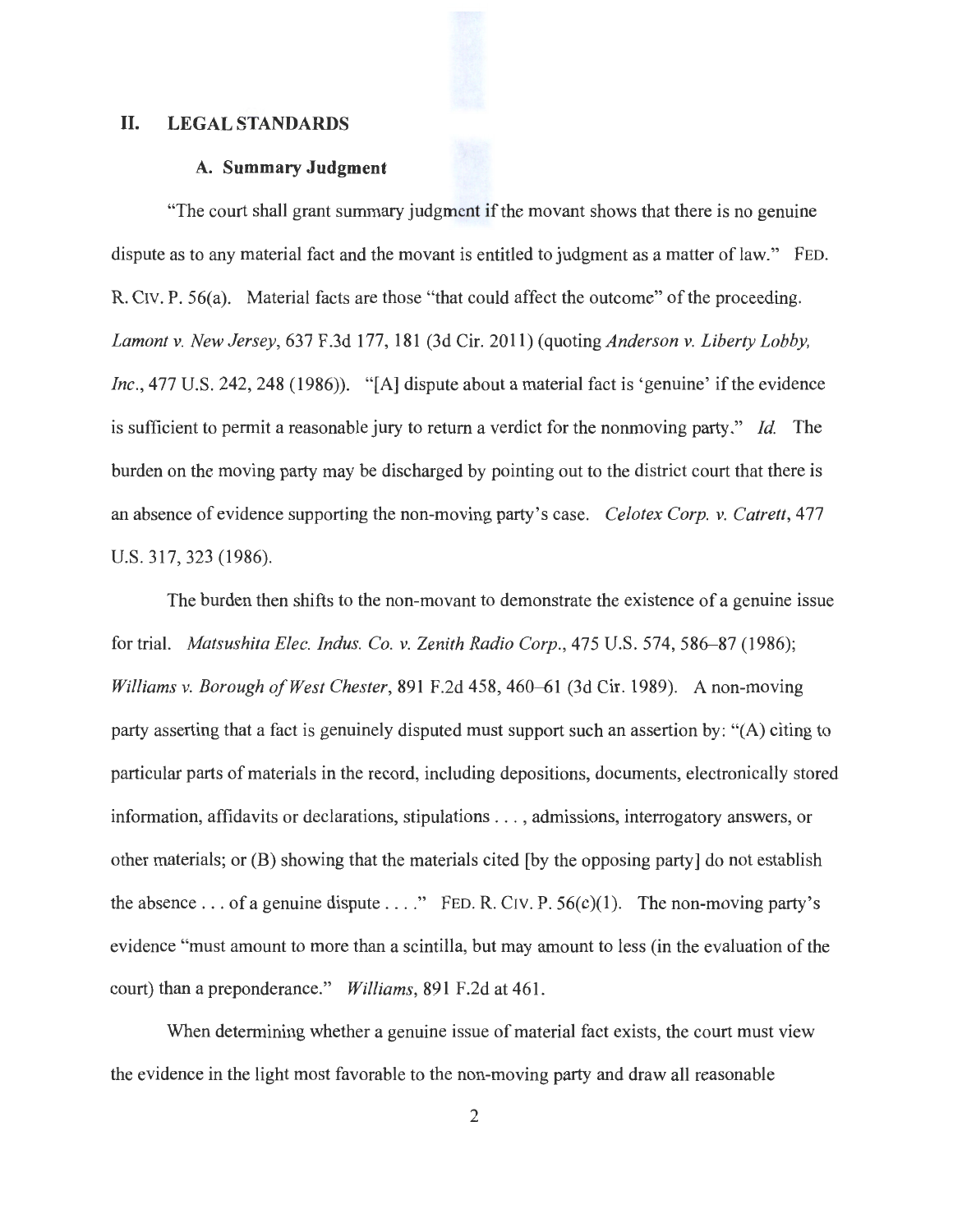## II. LEGAL STANDARDS

### A. Summary Judgment

"The court shall grant summary judgment if the movant shows that there is no genuine dispute as to any material fact and the movant is entitled to judgment as a matter of law." FED. R. CIV. P. 56(a). Material facts are those "that could affect the outcome" of the proceeding. *Lamont v. New Jersey*, 637 F.3d 177, 181 (3d Cir. 2011) (quoting *Anderson v. Liberty Lobby, Inc.*, 477 U.S. 242, 248 (1986)). "[A] dispute about a material fact is 'genuine' if the evidence is sufficient to permit a reasonable jury to return a verdict for the nonmoving party." *Id.* The burden on the moving party may be discharged by pointing out to the district court that there is an absence of evidence supporting the non-moving party's case. *Celotex Corp. v. Catrett*, 477 U.S. 317, 323 (1986).

The burden then shifts to the non-movant to demonstrate the existence of a genuine issue for trial. *Matsushita Elec. Indus. Co. v. Zenith Radio Corp.*, 475 U.S. 574, 586–87 (1986); *Williams v. Borough of West Chester*, 891 F.2d 458, 460–61 (3d Cir. 1989). A non-moving party asserting that a fact is genuinely disputed must support such an assertion by: "(A) citing to particular parts of materials in the record, including depositions, documents, electronically stored information, affidavits or declarations, stipulations . . . , admissions, interrogatory answers, or other materials; or (B) showing that the materials cited [by the opposing party] do not establish the absence . . . of a genuine dispute . . . ." FED. R. CIV. P. 56(c)(1). The non-moving party's evidence "must amount to more than a scintilla, but may amount to less (in the evaluation of the court) than a preponderance." *Williams*, 891 F.2d at 461.

When determining whether a genuine issue of material fact exists, the court must view the evidence in the light most favorable to the non-moving party and draw all reasonable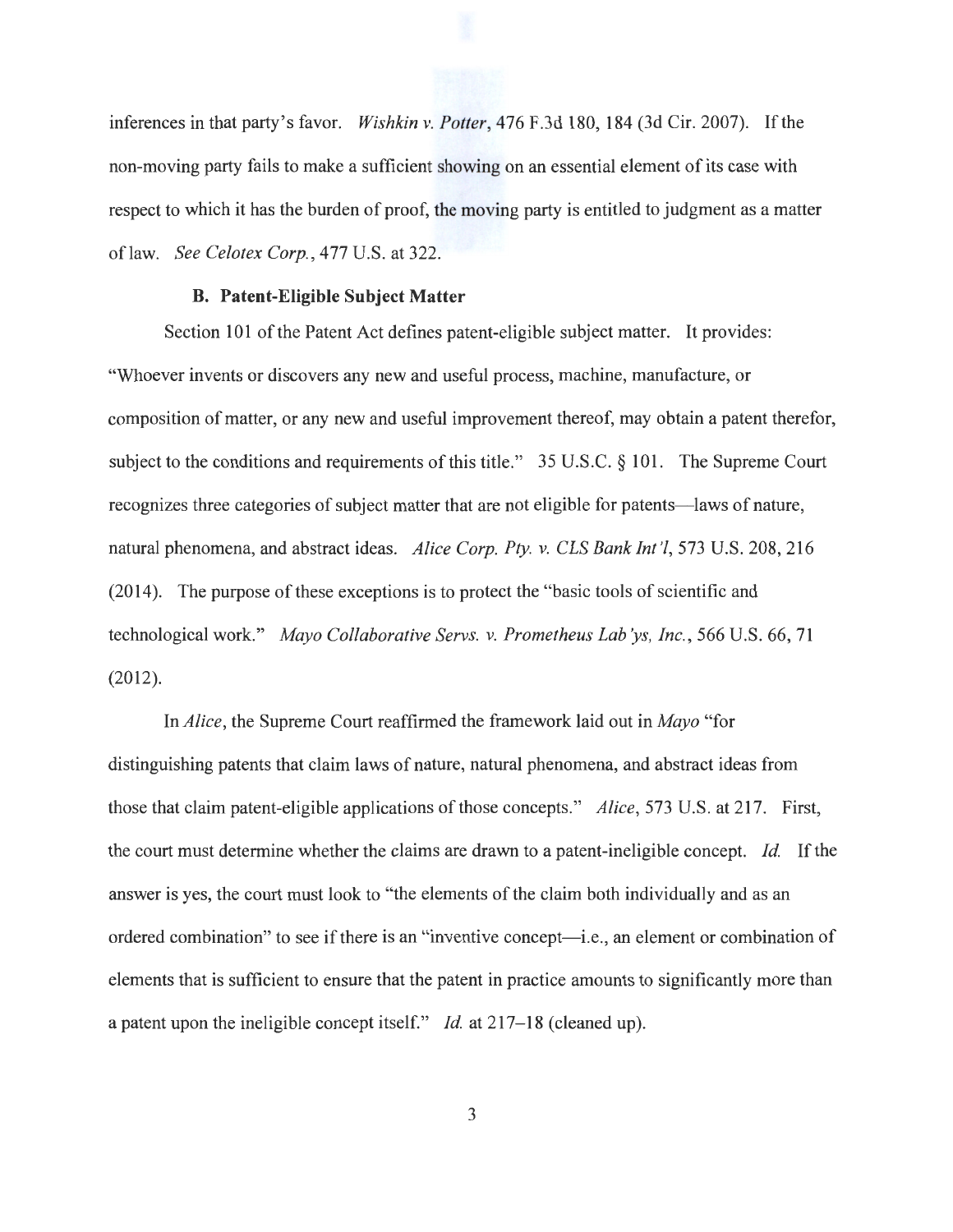inferences in that party's favor. *Wishkin v. Potter*, 476 F.3d 180, 184 (3d Cir. 2007). If the non-moving party fails to make a sufficient showing on an essential element of its case with respect to which it has the burden of proof, the moving party is entitled to judgment as a matter of law. *See Celotex Corp.*, 477 U.S. at 322.

### B. Patent-Eligible Subject Matter

Section 101 of the Patent Act defines patent-eligible subject matter. It provides: "Whoever invents or discovers any new and useful process, machine, manufacture, or composition of matter, or any new and useful improvement thereof, may obtain a patent therefor, subject to the conditions and requirements of this title." 35 U.S.C. § 101. The Supreme Court recognizes three categories of subject matter that are not eligible for patents—laws of nature, natural phenomena, and abstract ideas. *Alice Corp. Pty. v. CLS Bank Int'l*, 573 U.S. 208, 216 (2014). The purpose of these exceptions is to protect the "basic tools of scientific and technological work." *Mayo Collaborative Servs. v. Prometheus Lab'ys, Inc.*, 566 U.S. 66, 71 (2012).

In *Alice*, the Supreme Court reaffirmed the framework laid out in *Mayo* "for distinguishing patents that claim laws of nature, natural phenomena, and abstract ideas from those that claim patent-eligible applications of those concepts." *Alice*, 573 U.S. at 217. First, the court must determine whether the claims are drawn to a patent-ineligible concept. *Id.* If the answer is yes, the court must look to "the elements of the claim both individually and as an ordered combination" to see if there is an "inventive concept—i.e., an element or combination of elements that is sufficient to ensure that the patent in practice amounts to significantly more than a patent upon the ineligible concept itself." *Id.* at 217–18 (cleaned up).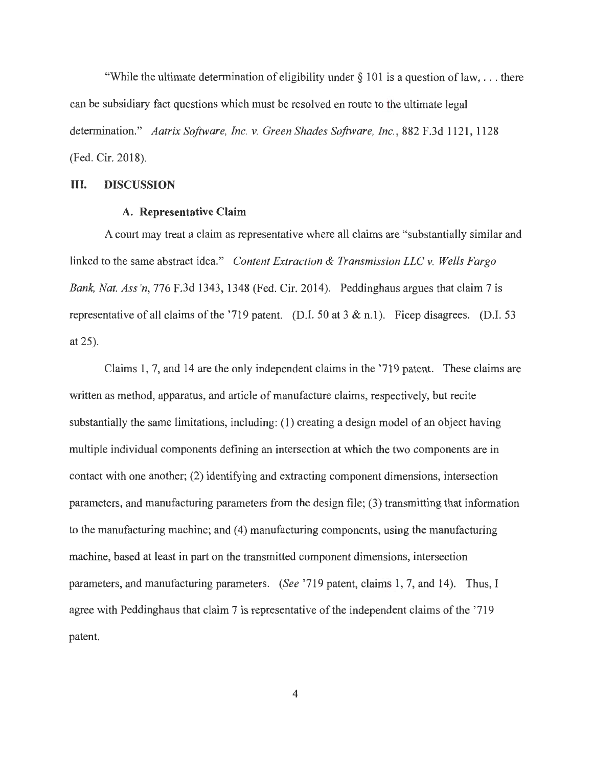"While the ultimate determination of eligibility under § 101 is a question of law, . . . there can be subsidiary fact questions which must be resolved en route to the ultimate legal determination." *Aatrix Software, Inc. v. Green Shades Software, Inc.*, 882 F.3d 1121, 1128 (Fed. Cir. 2018).

## III. DISCUSSION

### A. Representative Claim

A court may treat a claim as representative where all claims are "substantially similar and linked to the same abstract idea." *Content Extraction & Transmission LLC v. Wells Fargo Bank, Nat. Ass'n*, 776 F.3d 1343, 1348 (Fed. Cir. 2014). Peddinghaus argues that claim 7 is representative of all claims of the '719 patent. (D.I. 50 at 3 & n.1). Ficep disagrees. (D.I. 53 at 25).

Claims 1, 7, and 14 are the only independent claims in the '719 patent. These claims are written as method, apparatus, and article of manufacture claims, respectively, but recite substantially the same limitations, including: (1) creating a design model of an object having multiple individual components defining an intersection at which the two components are in contact with one another; (2) identifying and extracting component dimensions, intersection parameters, and manufacturing parameters from the design file; (3) transmitting that information to the manufacturing machine; and (4) manufacturing components, using the manufacturing machine, based at least in part on the transmitted component dimensions, intersection parameters, and manufacturing parameters. (*See* '719 patent, claims 1, 7, and 14). Thus, I agree with Peddinghaus that claim 7 is representative of the independent claims of the '719 patent.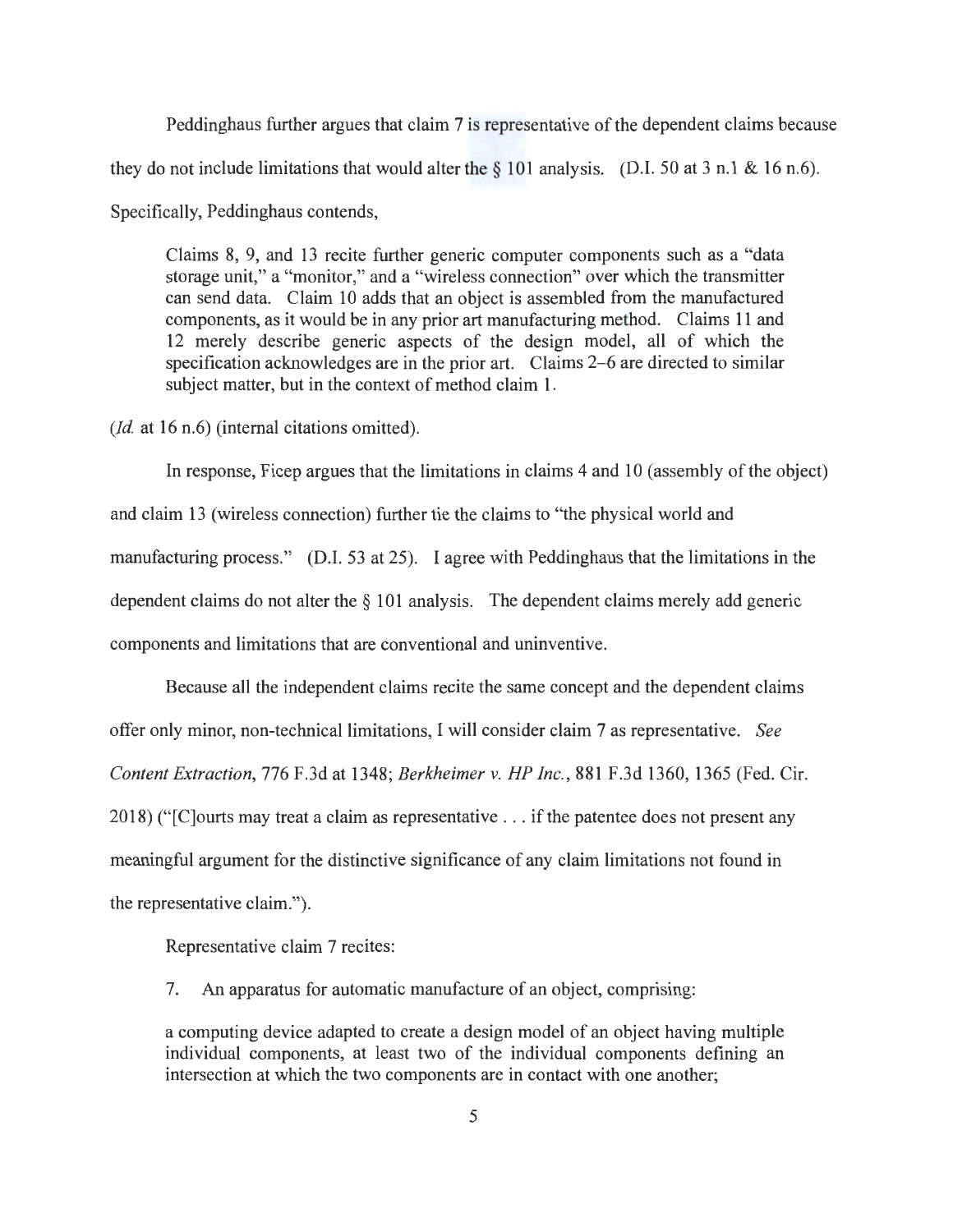Peddinghaus further argues that claim 7 is representative of the dependent claims because they do not include limitations that would alter the § 101 analysis. (D.I. 50 at 3 n.1 & 16 n.6). Specifically, Peddinghaus contends,

> Claims 8, 9, and 13 recite further generic computer components such as a "data storage unit," a "monitor," and a "wireless connection" over which the transmitter can send data. Claim 10 adds that an object is assembled from the manufactured components, as it would be in any prior art manufacturing method. Claims 11 and 12 merely describe generic aspects of the design model, all of which the specification acknowledges are in the prior art. Claims 2–6 are directed to similar subject matter, but in the context of method claim 1.

(*Id.* at 16 n.6) (internal citations omitted).

In response, Ficep argues that the limitations in claims 4 and 10 (assembly of the object) and claim 13 (wireless connection) further tie the claims to "the physical world and manufacturing process." (D.I. 53 at 25). I agree with Peddinghaus that the limitations in the dependent claims do not alter the § 101 analysis. The dependent claims merely add generic components and limitations that are conventional and uninventive.

Because all the independent claims recite the same concept and the dependent claims offer only minor, non-technical limitations, I will consider claim 7 as representative. *See Content Extraction*, 776 F.3d at 1348; *Berkheimer v. HP Inc.*, 881 F.3d 1360, 1365 (Fed. Cir. 2018) ("[C]ourts may treat a claim as representative . . . if the patentee does not present any meaningful argument for the distinctive significance of any claim limitations not found in the representative claim.").

Representative claim 7 recites:

> 7. An apparatus for automatic manufacture of an object, comprising:
>
> a computing device adapted to create a design model of an object having multiple individual components, at least two of the individual components defining an intersection at which the two components are in contact with one another;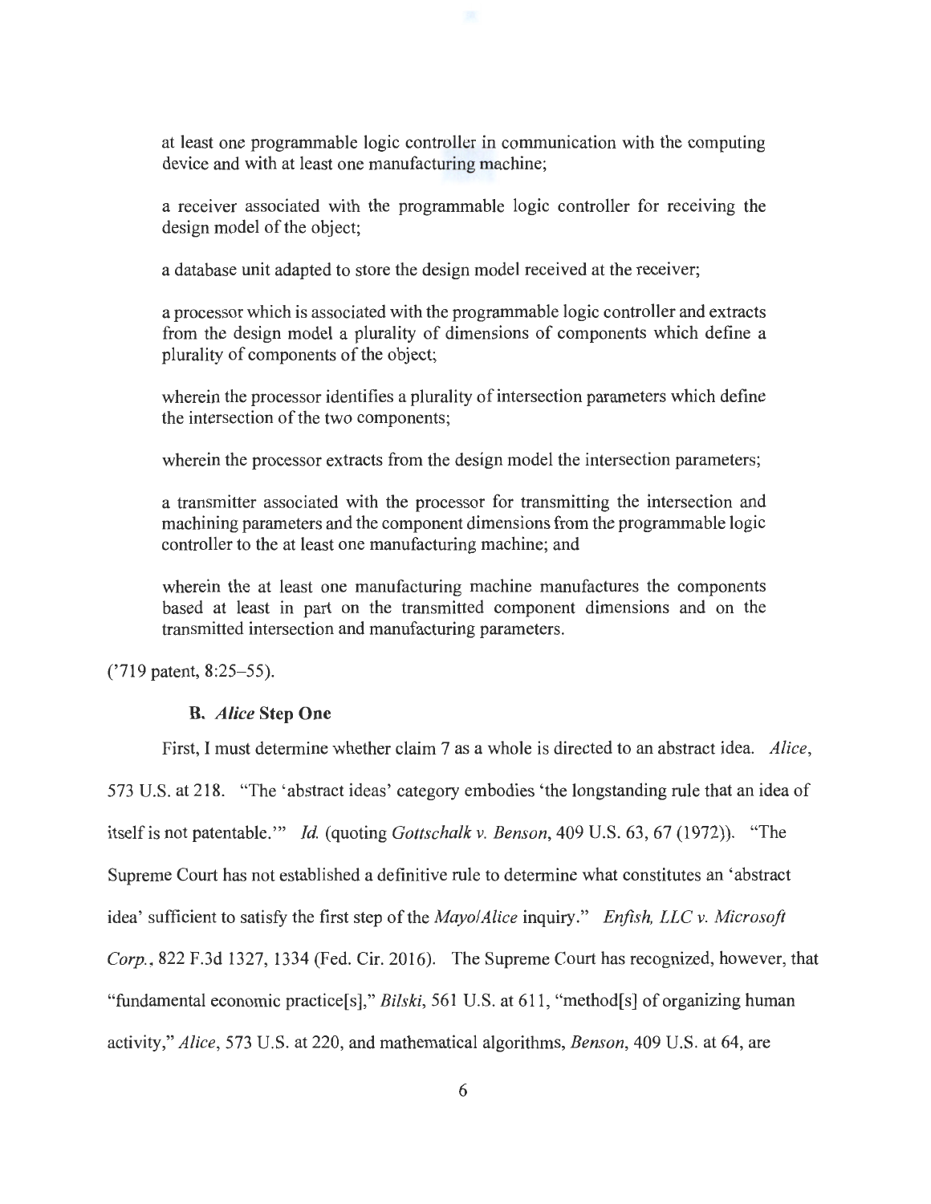at least one programmable logic controller in communication with the computing device and with at least one manufacturing machine;

a receiver associated with the programmable logic controller for receiving the design model of the object;

a database unit adapted to store the design model received at the receiver;

a processor which is associated with the programmable logic controller and extracts from the design model a plurality of dimensions of components which define a plurality of components of the object;

wherein the processor identifies a plurality of intersection parameters which define the intersection of the two components;

wherein the processor extracts from the design model the intersection parameters;

a transmitter associated with the processor for transmitting the intersection and machining parameters and the component dimensions from the programmable logic controller to the at least one manufacturing machine; and

wherein the at least one manufacturing machine manufactures the components based at least in part on the transmitted component dimensions and on the transmitted intersection and manufacturing parameters.

('719 patent, 8:25–55).

### B. *Alice* Step One

First, I must determine whether claim 7 as a whole is directed to an abstract idea. *Alice*, 573 U.S. at 218. "The 'abstract ideas' category embodies 'the longstanding rule that an idea of itself is not patentable.'" *Id.* (quoting *Gottschalk v. Benson*, 409 U.S. 63, 67 (1972)). "The Supreme Court has not established a definitive rule to determine what constitutes an 'abstract idea' sufficient to satisfy the first step of the *Mayo/Alice* inquiry." *Enfish, LLC v. Microsoft Corp.*, 822 F.3d 1327, 1334 (Fed. Cir. 2016). The Supreme Court has recognized, however, that "fundamental economic practice[s]," *Bilski*, 561 U.S. at 611, "method[s] of organizing human activity," *Alice*, 573 U.S. at 220, and mathematical algorithms, *Benson*, 409 U.S. at 64, are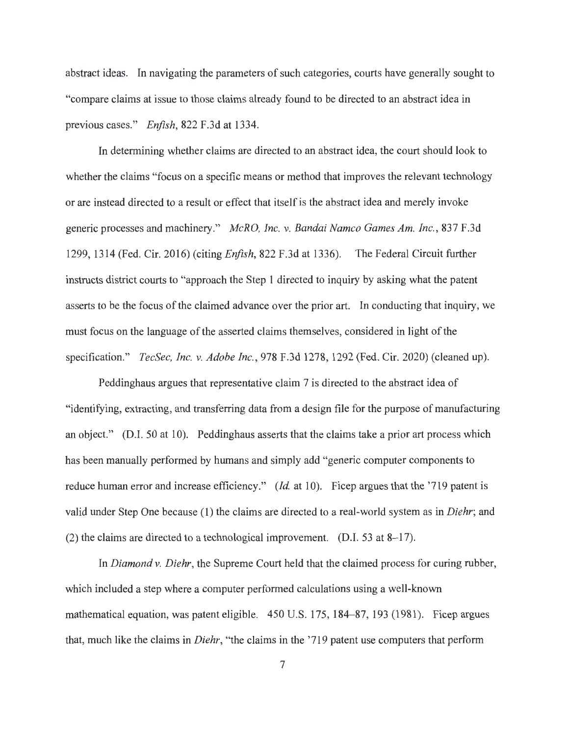abstract ideas. In navigating the parameters of such categories, courts have generally sought to "compare claims at issue to those claims already found to be directed to an abstract idea in previous cases." *Enfish*, 822 F.3d at 1334.

In determining whether claims are directed to an abstract idea, the court should look to whether the claims "focus on a specific means or method that improves the relevant technology or are instead directed to a result or effect that itself is the abstract idea and merely invoke generic processes and machinery." *McRO, Inc. v. Bandai Namco Games Am. Inc.*, 837 F.3d 1299, 1314 (Fed. Cir. 2016) (citing *Enfish*, 822 F.3d at 1336). The Federal Circuit further instructs district courts to "approach the Step 1 directed to inquiry by asking what the patent asserts to be the focus of the claimed advance over the prior art. In conducting that inquiry, we must focus on the language of the asserted claims themselves, considered in light of the specification." *TecSec, Inc. v. Adobe Inc.*, 978 F.3d 1278, 1292 (Fed. Cir. 2020) (cleaned up).

Peddinghaus argues that representative claim 7 is directed to the abstract idea of "identifying, extracting, and transferring data from a design file for the purpose of manufacturing an object." (D.I. 50 at 10). Peddinghaus asserts that the claims take a prior art process which has been manually performed by humans and simply add "generic computer components to reduce human error and increase efficiency." (*Id.* at 10). Ficep argues that the '719 patent is valid under Step One because (1) the claims are directed to a real-world system as in *Diehr*; and (2) the claims are directed to a technological improvement. (D.I. 53 at 8–17).

In *Diamond v. Diehr*, the Supreme Court held that the claimed process for curing rubber, which included a step where a computer performed calculations using a well-known mathematical equation, was patent eligible. 450 U.S. 175, 184–87, 193 (1981). Ficep argues that, much like the claims in *Diehr*, "the claims in the '719 patent use computers that perform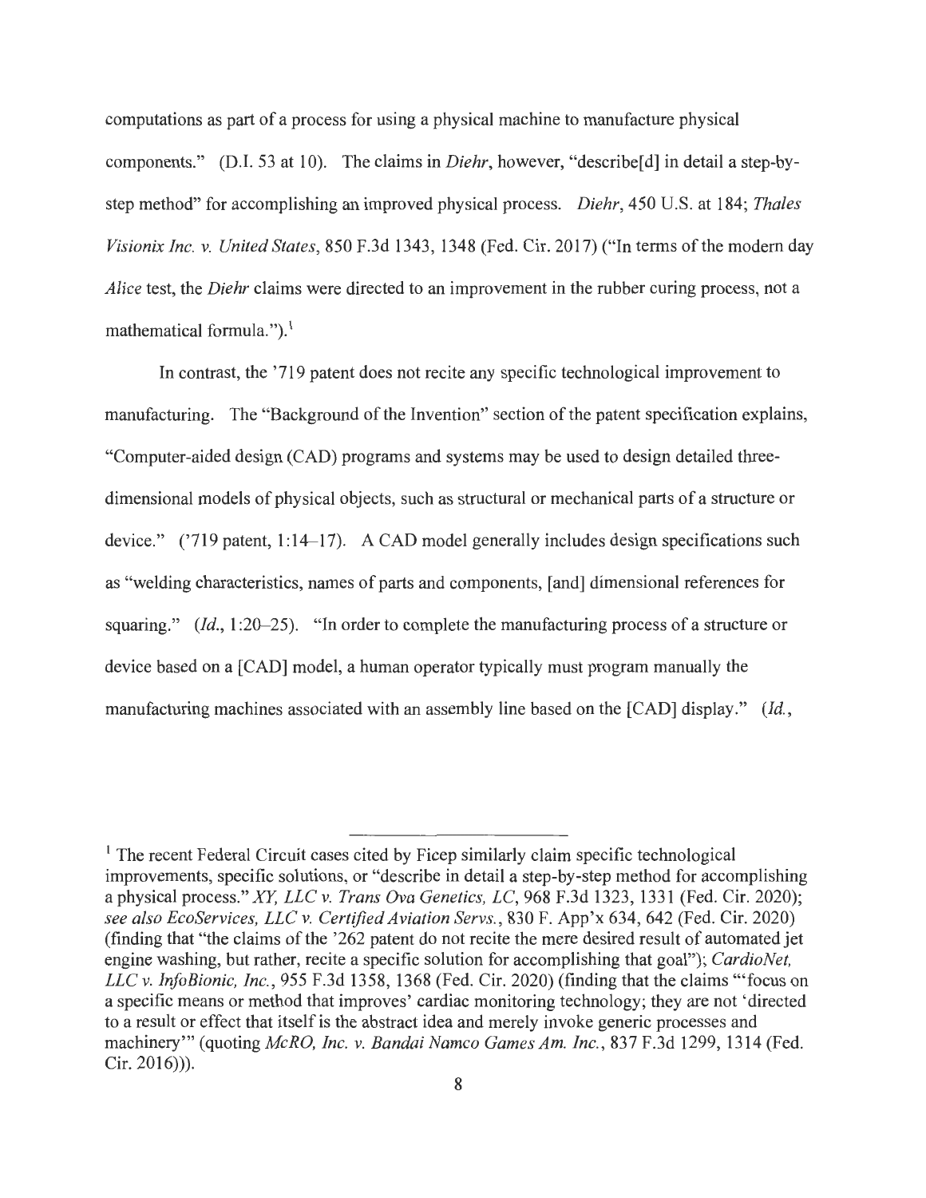computations as part of a process for using a physical machine to manufacture physical components." (D.I. 53 at 10). The claims in *Diehr*, however, "describe[d] in detail a step-by-step method" for accomplishing an improved physical process. *Diehr*, 450 U.S. at 184; *Thales Visionix Inc. v. United States*, 850 F.3d 1343, 1348 (Fed. Cir. 2017) ("In terms of the modern day *Alice* test, the *Diehr* claims were directed to an improvement in the rubber curing process, not a mathematical formula.").[1]

In contrast, the '719 patent does not recite any specific technological improvement to manufacturing. The "Background of the Invention" section of the patent specification explains, "Computer-aided design (CAD) programs and systems may be used to design detailed three-dimensional models of physical objects, such as structural or mechanical parts of a structure or device." ('719 patent, 1:14–17). A CAD model generally includes design specifications such as "welding characteristics, names of parts and components, [and] dimensional references for squaring." (*Id.*, 1:20–25). "In order to complete the manufacturing process of a structure or device based on a [CAD] model, a human operator typically must program manually the manufacturing machines associated with an assembly line based on the [CAD] display." (*Id.*,

---

[1] The recent Federal Circuit cases cited by Ficep similarly claim specific technological improvements, specific solutions, or "describe in detail a step-by-step method for accomplishing a physical process." *XY, LLC v. Trans Ova Genetics, LC*, 968 F.3d 1323, 1331 (Fed. Cir. 2020); *see also EcoServices, LLC v. Certified Aviation Servs.*, 830 F. App'x 634, 642 (Fed. Cir. 2020) (finding that "the claims of the '262 patent do not recite the mere desired result of automated jet engine washing, but rather, recite a specific solution for accomplishing that goal"); *CardioNet, LLC v. InfoBionic, Inc.*, 955 F.3d 1358, 1368 (Fed. Cir. 2020) (finding that the claims "'focus on a specific means or method that improves' cardiac monitoring technology; they are not 'directed to a result or effect that itself is the abstract idea and merely invoke generic processes and machinery'" (quoting *McRO, Inc. v. Bandai Namco Games Am. Inc.*, 837 F.3d 1299, 1314 (Fed. Cir. 2016))).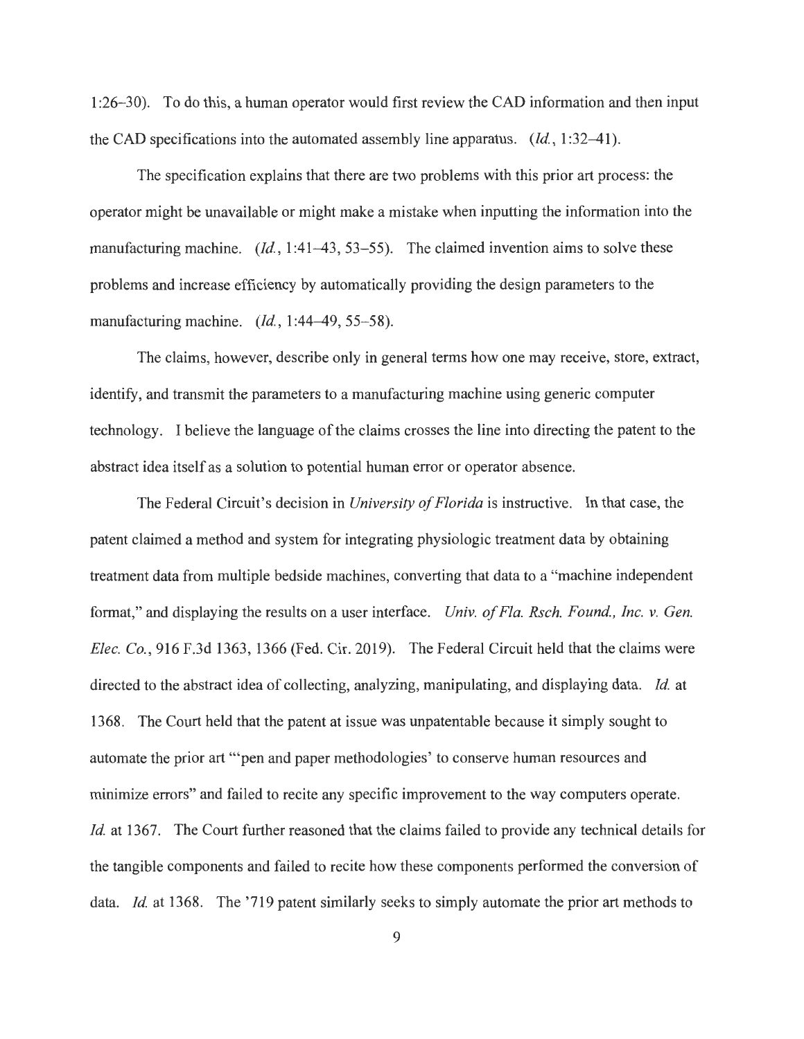1:26–30). To do this, a human operator would first review the CAD information and then input the CAD specifications into the automated assembly line apparatus. (*Id.*, 1:32–41).

The specification explains that there are two problems with this prior art process: the operator might be unavailable or might make a mistake when inputting the information into the manufacturing machine. (*Id.*, 1:41–43, 53–55). The claimed invention aims to solve these problems and increase efficiency by automatically providing the design parameters to the manufacturing machine. (*Id.*, 1:44–49, 55–58).

The claims, however, describe only in general terms how one may receive, store, extract, identify, and transmit the parameters to a manufacturing machine using generic computer technology. I believe the language of the claims crosses the line into directing the patent to the abstract idea itself as a solution to potential human error or operator absence.

The Federal Circuit's decision in *University of Florida* is instructive. In that case, the patent claimed a method and system for integrating physiologic treatment data by obtaining treatment data from multiple bedside machines, converting that data to a "machine independent format," and displaying the results on a user interface. *Univ. of Fla. Rsch. Found., Inc. v. Gen. Elec. Co.*, 916 F.3d 1363, 1366 (Fed. Cir. 2019). The Federal Circuit held that the claims were directed to the abstract idea of collecting, analyzing, manipulating, and displaying data. *Id.* at 1368. The Court held that the patent at issue was unpatentable because it simply sought to automate the prior art "'pen and paper methodologies' to conserve human resources and minimize errors" and failed to recite any specific improvement to the way computers operate. *Id.* at 1367. The Court further reasoned that the claims failed to provide any technical details for the tangible components and failed to recite how these components performed the conversion of data. *Id.* at 1368. The '719 patent similarly seeks to simply automate the prior art methods to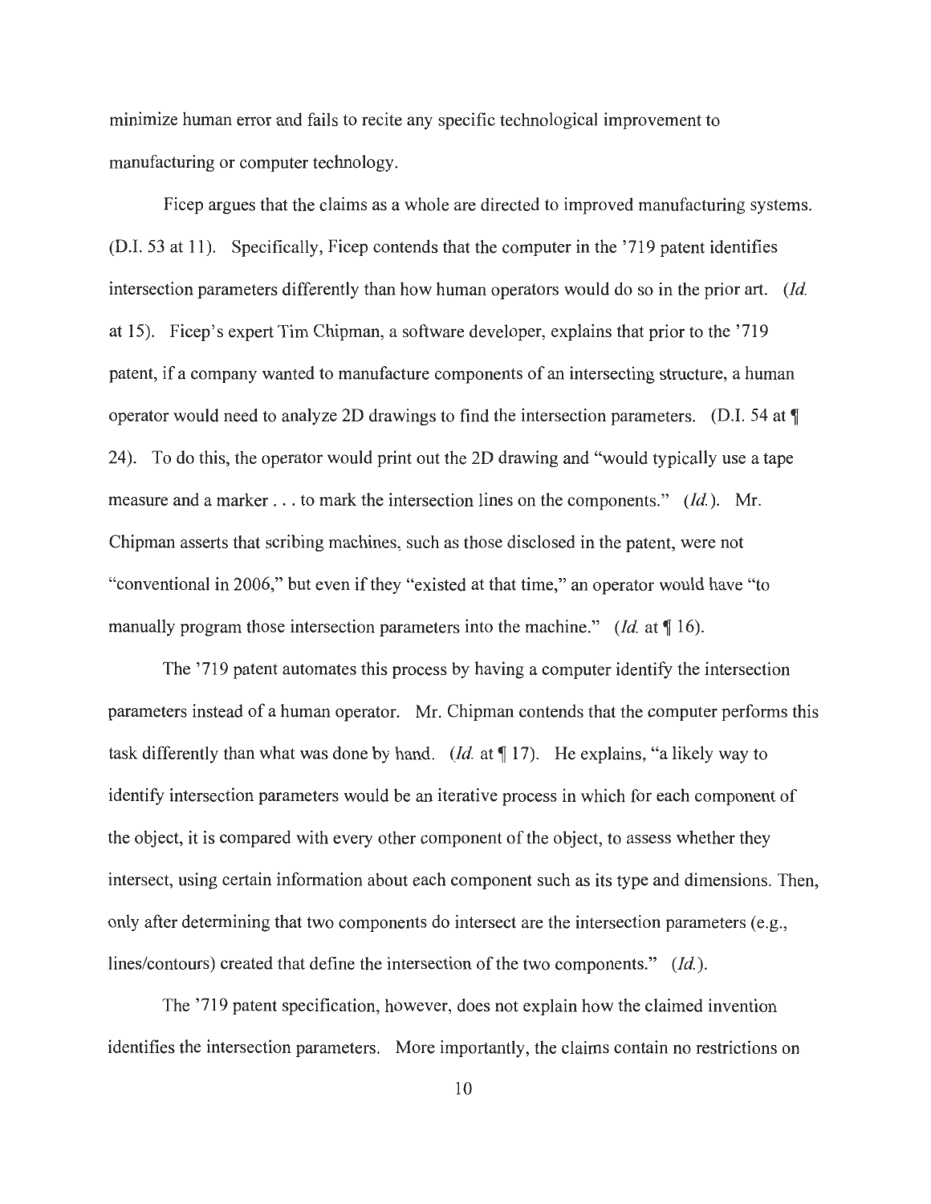minimize human error and fails to recite any specific technological improvement to manufacturing or computer technology.

Ficep argues that the claims as a whole are directed to improved manufacturing systems. (D.I. 53 at 11). Specifically, Ficep contends that the computer in the '719 patent identifies intersection parameters differently than how human operators would do so in the prior art. (*Id.* at 15). Ficep's expert Tim Chipman, a software developer, explains that prior to the '719 patent, if a company wanted to manufacture components of an intersecting structure, a human operator would need to analyze 2D drawings to find the intersection parameters. (D.I. 54 at ¶ 24). To do this, the operator would print out the 2D drawing and "would typically use a tape measure and a marker . . . to mark the intersection lines on the components." (*Id.*). Mr. Chipman asserts that scribing machines, such as those disclosed in the patent, were not "conventional in 2006," but even if they "existed at that time," an operator would have "to manually program those intersection parameters into the machine." (*Id.* at ¶ 16).

The '719 patent automates this process by having a computer identify the intersection parameters instead of a human operator. Mr. Chipman contends that the computer performs this task differently than what was done by hand. (*Id.* at ¶ 17). He explains, "a likely way to identify intersection parameters would be an iterative process in which for each component of the object, it is compared with every other component of the object, to assess whether they intersect, using certain information about each component such as its type and dimensions. Then, only after determining that two components do intersect are the intersection parameters (e.g., lines/contours) created that define the intersection of the two components." (*Id.*).

The '719 patent specification, however, does not explain how the claimed invention identifies the intersection parameters. More importantly, the claims contain no restrictions on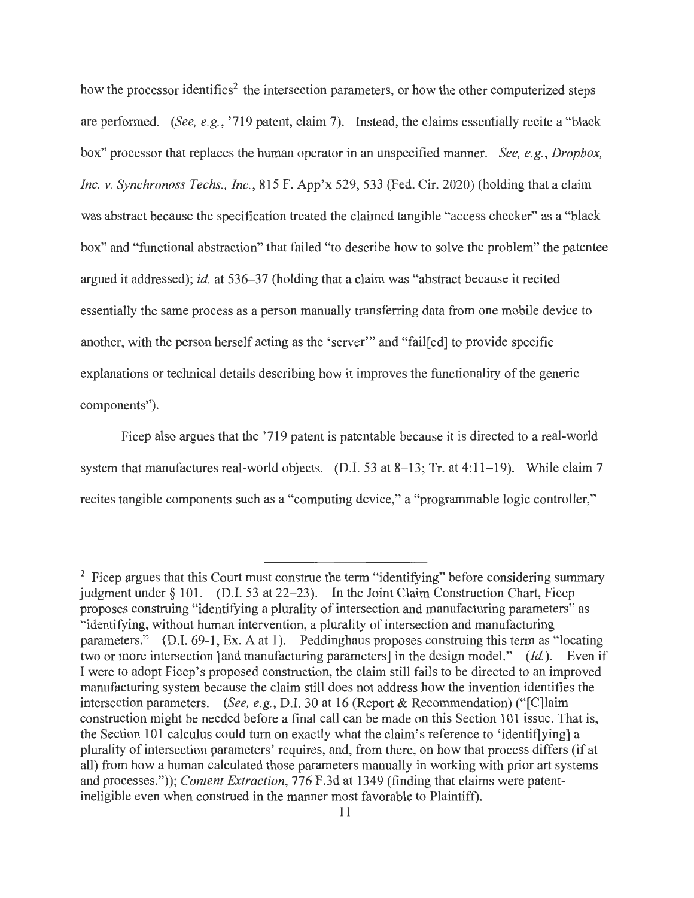how the processor identifies[2] the intersection parameters, or how the other computerized steps are performed. (*See, e.g.*, '719 patent, claim 7). Instead, the claims essentially recite a "black box" processor that replaces the human operator in an unspecified manner. *See, e.g.*, *Dropbox, Inc. v. Synchronoss Techs., Inc.*, 815 F. App'x 529, 533 (Fed. Cir. 2020) (holding that a claim was abstract because the specification treated the claimed tangible "access checker" as a "black box" and "functional abstraction" that failed "to describe how to solve the problem" the patentee argued it addressed); *id.* at 536–37 (holding that a claim was "abstract because it recited essentially the same process as a person manually transferring data from one mobile device to another, with the person herself acting as the 'server'" and "fail[ed] to provide specific explanations or technical details describing how it improves the functionality of the generic components").

Ficep also argues that the '719 patent is patentable because it is directed to a real-world system that manufactures real-world objects. (D.I. 53 at 8–13; Tr. at 4:11–19). While claim 7 recites tangible components such as a "computing device," a "programmable logic controller,"

[2] Ficep argues that this Court must construe the term "identifying" before considering summary judgment under § 101. (D.I. 53 at 22–23). In the Joint Claim Construction Chart, Ficep proposes construing "identifying a plurality of intersection and manufacturing parameters" as "identifying, without human intervention, a plurality of intersection and manufacturing parameters." (D.I. 69-1, Ex. A at 1). Peddinghaus proposes construing this term as "locating two or more intersection [and manufacturing parameters] in the design model." (*Id.*). Even if I were to adopt Ficep's proposed construction, the claim still fails to be directed to an improved manufacturing system because the claim still does not address how the invention identifies the intersection parameters. (*See, e.g.*, D.I. 30 at 16 (Report & Recommendation) ("[C]laim construction might be needed before a final call can be made on this Section 101 issue. That is, the Section 101 calculus could turn on exactly what the claim's reference to 'identif[ying] a plurality of intersection parameters' requires, and, from there, on how that process differs (if at all) from how a human calculated those parameters manually in working with prior art systems and processes.")); *Content Extraction*, 776 F.3d at 1349 (finding that claims were patent-ineligible even when construed in the manner most favorable to Plaintiff).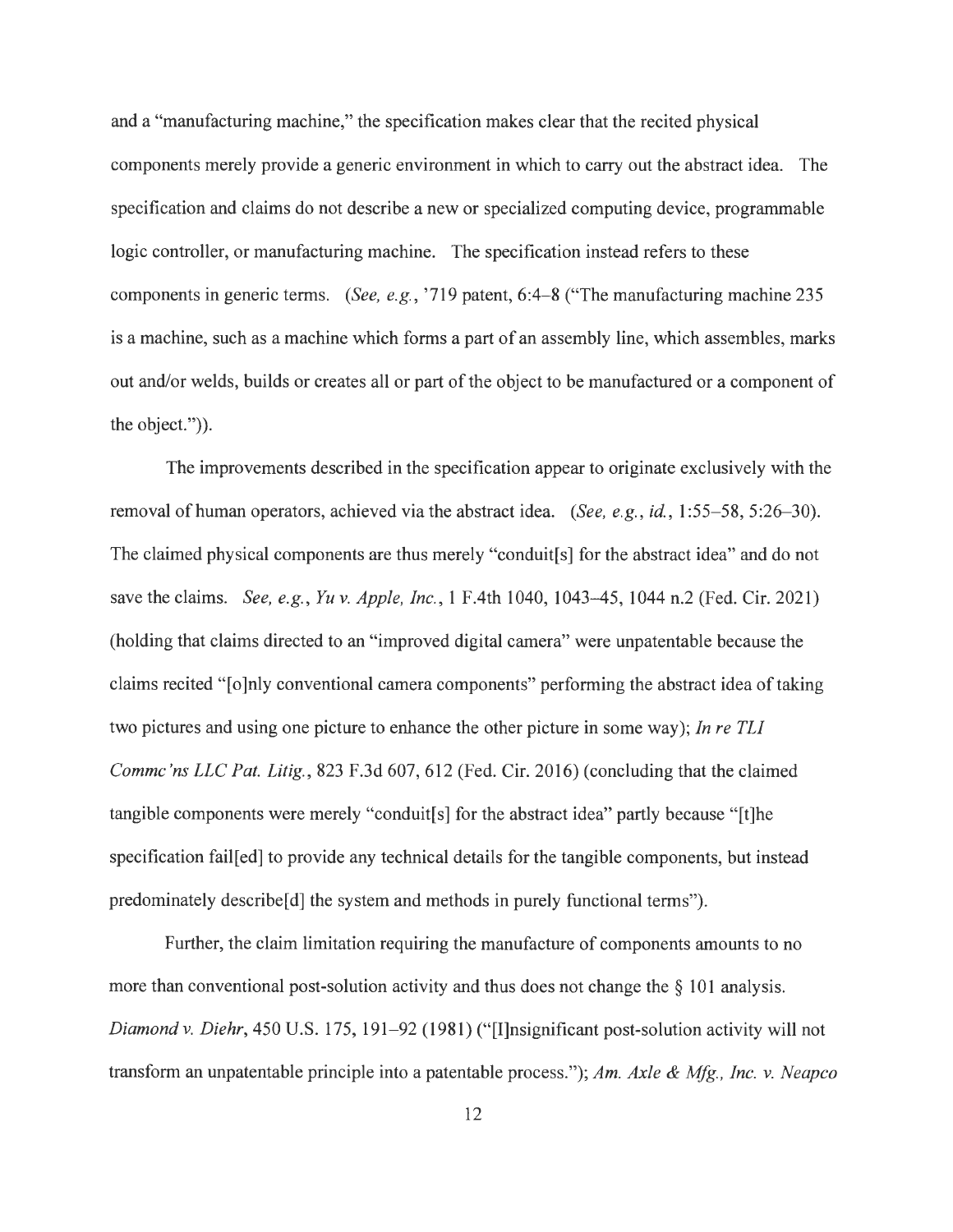and a "manufacturing machine," the specification makes clear that the recited physical components merely provide a generic environment in which to carry out the abstract idea. The specification and claims do not describe a new or specialized computing device, programmable logic controller, or manufacturing machine. The specification instead refers to these components in generic terms. (*See, e.g.*, '719 patent, 6:4–8 ("The manufacturing machine 235 is a machine, such as a machine which forms a part of an assembly line, which assembles, marks out and/or welds, builds or creates all or part of the object to be manufactured or a component of the object.")).

The improvements described in the specification appear to originate exclusively with the removal of human operators, achieved via the abstract idea. (*See, e.g.*, *id.*, 1:55–58, 5:26–30). The claimed physical components are thus merely "conduit[s] for the abstract idea" and do not save the claims. *See, e.g.*, *Yu v. Apple, Inc.*, 1 F.4th 1040, 1043–45, 1044 n.2 (Fed. Cir. 2021) (holding that claims directed to an "improved digital camera" were unpatentable because the claims recited "[o]nly conventional camera components" performing the abstract idea of taking two pictures and using one picture to enhance the other picture in some way); *In re TLI Commc'ns LLC Pat. Litig.*, 823 F.3d 607, 612 (Fed. Cir. 2016) (concluding that the claimed tangible components were merely "conduit[s] for the abstract idea" partly because "[t]he specification fail[ed] to provide any technical details for the tangible components, but instead predominately describe[d] the system and methods in purely functional terms").

Further, the claim limitation requiring the manufacture of components amounts to no more than conventional post-solution activity and thus does not change the § 101 analysis. *Diamond v. Diehr*, 450 U.S. 175, 191–92 (1981) ("[I]nsignificant post-solution activity will not transform an unpatentable principle into a patentable process."); *Am. Axle & Mfg., Inc. v. Neapco*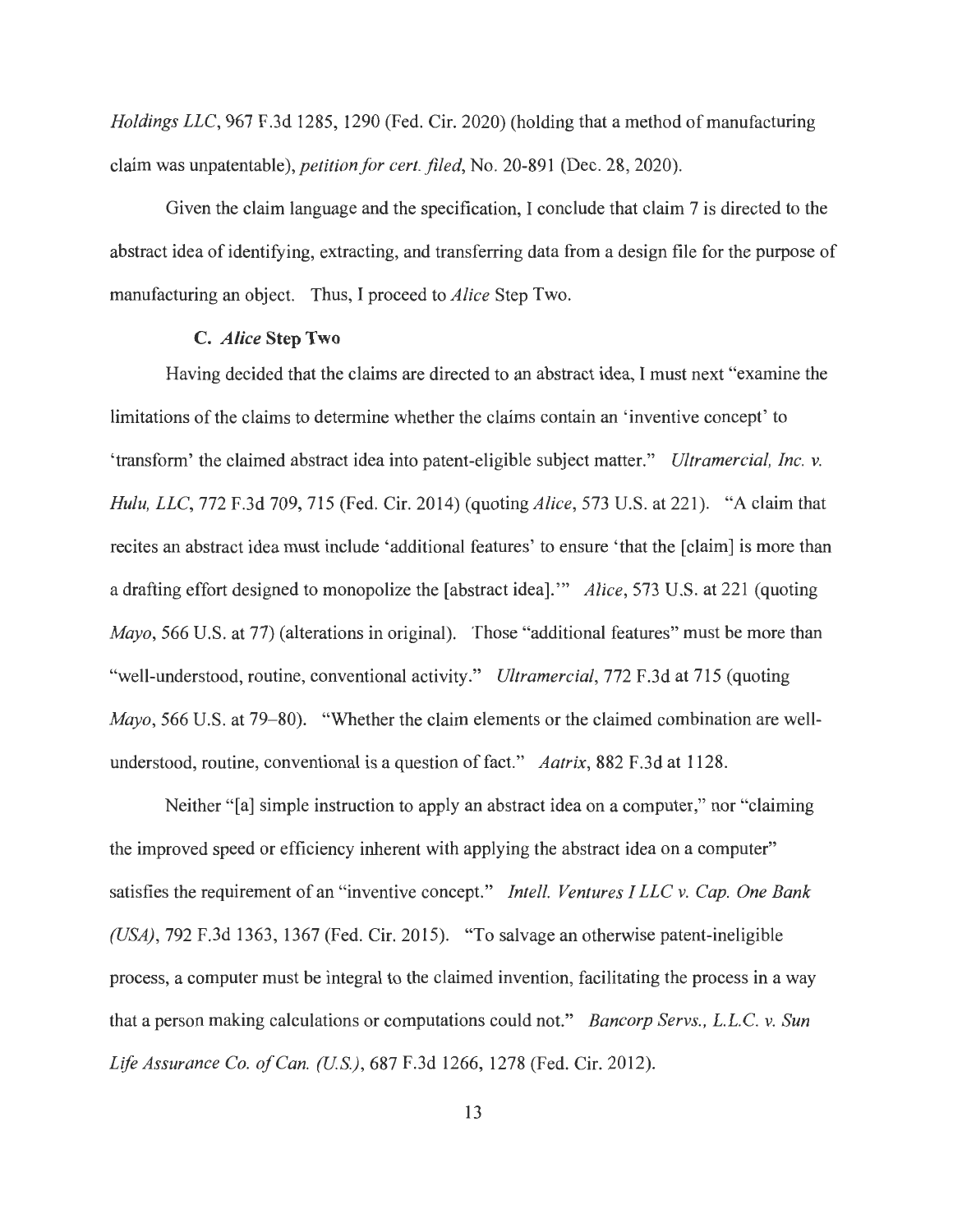*Holdings LLC*, 967 F.3d 1285, 1290 (Fed. Cir. 2020) (holding that a method of manufacturing claim was unpatentable), *petition for cert. filed*, No. 20-891 (Dec. 28, 2020).

Given the claim language and the specification, I conclude that claim 7 is directed to the abstract idea of identifying, extracting, and transferring data from a design file for the purpose of manufacturing an object. Thus, I proceed to *Alice* Step Two.

### C. *Alice* Step Two

Having decided that the claims are directed to an abstract idea, I must next "examine the limitations of the claims to determine whether the claims contain an 'inventive concept' to 'transform' the claimed abstract idea into patent-eligible subject matter." *Ultramercial, Inc. v. Hulu, LLC*, 772 F.3d 709, 715 (Fed. Cir. 2014) (quoting *Alice*, 573 U.S. at 221). "A claim that recites an abstract idea must include 'additional features' to ensure 'that the [claim] is more than a drafting effort designed to monopolize the [abstract idea].'" *Alice*, 573 U.S. at 221 (quoting *Mayo*, 566 U.S. at 77) (alterations in original). Those "additional features" must be more than "well-understood, routine, conventional activity." *Ultramercial*, 772 F.3d at 715 (quoting *Mayo*, 566 U.S. at 79–80). "Whether the claim elements or the claimed combination are well-understood, routine, conventional is a question of fact." *Aatrix*, 882 F.3d at 1128.

Neither "[a] simple instruction to apply an abstract idea on a computer," nor "claiming the improved speed or efficiency inherent with applying the abstract idea on a computer" satisfies the requirement of an "inventive concept." *Intell. Ventures I LLC v. Cap. One Bank (USA)*, 792 F.3d 1363, 1367 (Fed. Cir. 2015). "To salvage an otherwise patent-ineligible process, a computer must be integral to the claimed invention, facilitating the process in a way that a person making calculations or computations could not." *Bancorp Servs., L.L.C. v. Sun Life Assurance Co. of Can. (U.S.)*, 687 F.3d 1266, 1278 (Fed. Cir. 2012).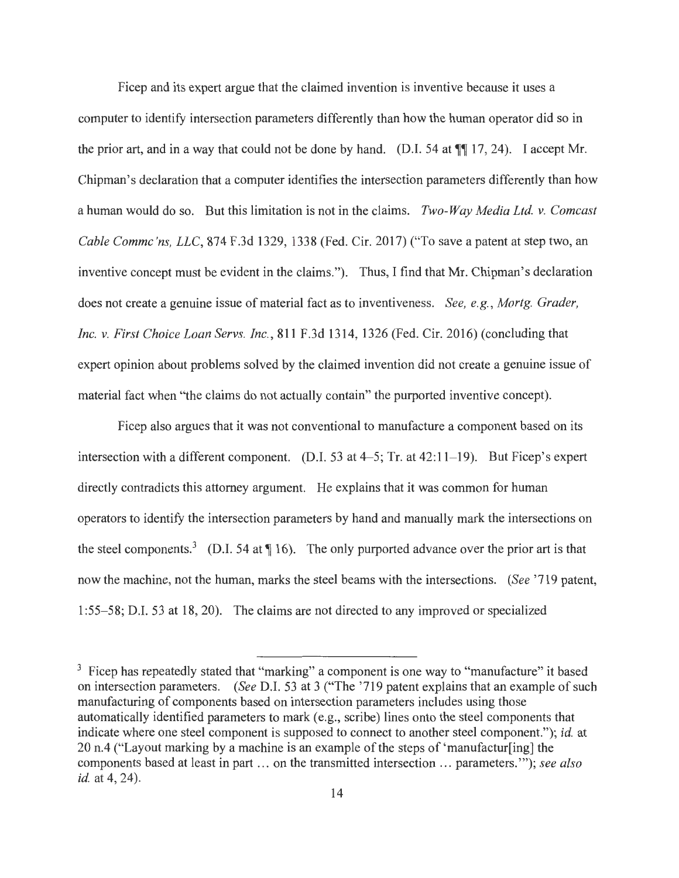Ficep and its expert argue that the claimed invention is inventive because it uses a computer to identify intersection parameters differently than how the human operator did so in the prior art, and in a way that could not be done by hand. (D.I. 54 at ¶¶ 17, 24). I accept Mr. Chipman's declaration that a computer identifies the intersection parameters differently than how a human would do so. But this limitation is not in the claims. *Two-Way Media Ltd. v. Comcast Cable Commc'ns, LLC*, 874 F.3d 1329, 1338 (Fed. Cir. 2017) ("To save a patent at step two, an inventive concept must be evident in the claims."). Thus, I find that Mr. Chipman's declaration does not create a genuine issue of material fact as to inventiveness. *See, e.g.*, *Mortg. Grader, Inc. v. First Choice Loan Servs. Inc.*, 811 F.3d 1314, 1326 (Fed. Cir. 2016) (concluding that expert opinion about problems solved by the claimed invention did not create a genuine issue of material fact when "the claims do not actually contain" the purported inventive concept).

Ficep also argues that it was not conventional to manufacture a component based on its intersection with a different component. (D.I. 53 at 4–5; Tr. at 42:11–19). But Ficep's expert directly contradicts this attorney argument. He explains that it was common for human operators to identify the intersection parameters by hand and manually mark the intersections on the steel components.[3] (D.I. 54 at ¶ 16). The only purported advance over the prior art is that now the machine, not the human, marks the steel beams with the intersections. (*See* '719 patent, 1:55–58; D.I. 53 at 18, 20). The claims are not directed to any improved or specialized

[3] Ficep has repeatedly stated that "marking" a component is one way to "manufacture" it based on intersection parameters. (*See* D.I. 53 at 3 ("The '719 patent explains that an example of such manufacturing of components based on intersection parameters includes using those automatically identified parameters to mark (e.g., scribe) lines onto the steel components that indicate where one steel component is supposed to connect to another steel component."); *id.* at 20 n.4 ("Layout marking by a machine is an example of the steps of 'manufactur[ing] the components based at least in part ... on the transmitted intersection ... parameters.'"); *see also id.* at 4, 24).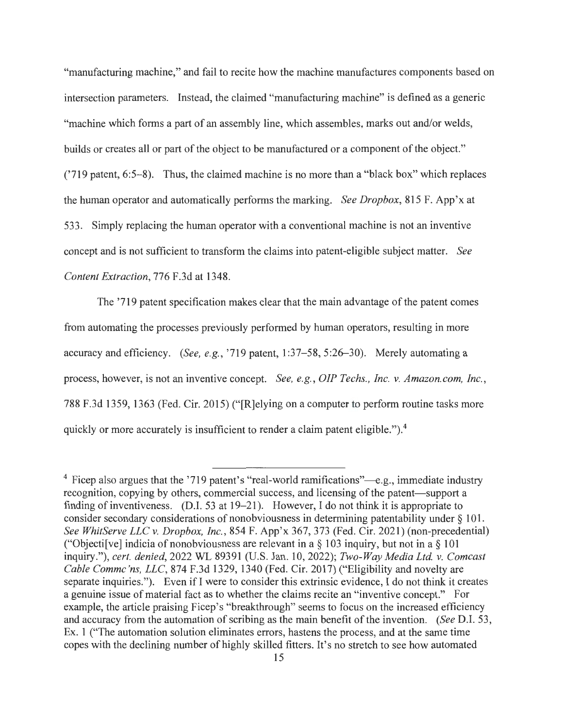"manufacturing machine," and fail to recite how the machine manufactures components based on intersection parameters. Instead, the claimed "manufacturing machine" is defined as a generic "machine which forms a part of an assembly line, which assembles, marks out and/or welds, builds or creates all or part of the object to be manufactured or a component of the object." ('719 patent, 6:5–8). Thus, the claimed machine is no more than a "black box" which replaces the human operator and automatically performs the marking. *See Dropbox*, 815 F. App'x at 533. Simply replacing the human operator with a conventional machine is not an inventive concept and is not sufficient to transform the claims into patent-eligible subject matter. *See Content Extraction*, 776 F.3d at 1348.

The '719 patent specification makes clear that the main advantage of the patent comes from automating the processes previously performed by human operators, resulting in more accuracy and efficiency. (*See, e.g.*, '719 patent, 1:37–58, 5:26–30). Merely automating a process, however, is not an inventive concept. *See, e.g.*, *OIP Techs., Inc. v. Amazon.com, Inc.*, 788 F.3d 1359, 1363 (Fed. Cir. 2015) ("[R]elying on a computer to perform routine tasks more quickly or more accurately is insufficient to render a claim patent eligible.").[4]

---

[4] Ficep also argues that the '719 patent's "real-world ramifications"—e.g., immediate industry recognition, copying by others, commercial success, and licensing of the patent—support a finding of inventiveness. (D.I. 53 at 19–21). However, I do not think it is appropriate to consider secondary considerations of nonobviousness in determining patentability under § 101. *See WhitServe LLC v. Dropbox, Inc.*, 854 F. App'x 367, 373 (Fed. Cir. 2021) (non-precedential) ("Objecti[ve] indicia of nonobviousness are relevant in a § 103 inquiry, but not in a § 101 inquiry."), *cert. denied*, 2022 WL 89391 (U.S. Jan. 10, 2022); *Two-Way Media Ltd. v. Comcast Cable Commc'ns, LLC*, 874 F.3d 1329, 1340 (Fed. Cir. 2017) ("Eligibility and novelty are separate inquiries."). Even if I were to consider this extrinsic evidence, I do not think it creates a genuine issue of material fact as to whether the claims recite an "inventive concept." For example, the article praising Ficep's "breakthrough" seems to focus on the increased efficiency and accuracy from the automation of scribing as the main benefit of the invention. (*See* D.I. 53, Ex. 1 ("The automation solution eliminates errors, hastens the process, and at the same time copes with the declining number of highly skilled fitters. It's no stretch to see how automated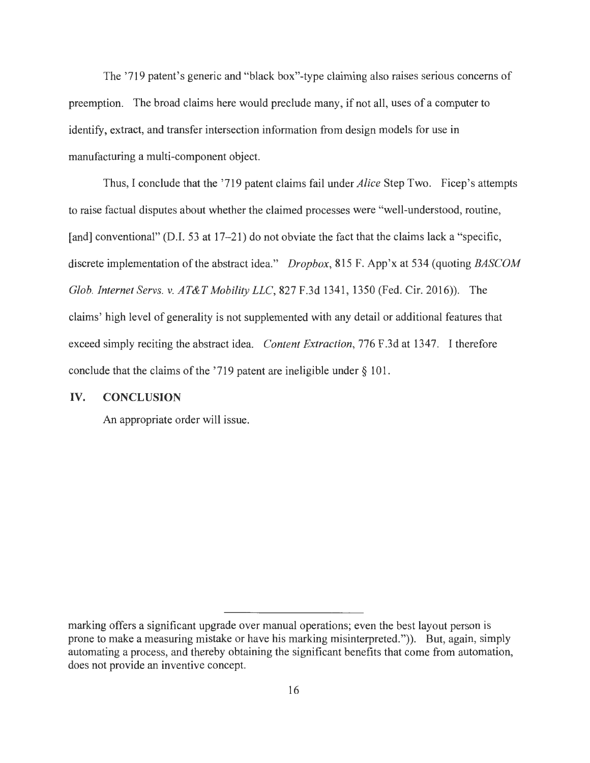The '719 patent's generic and "black box"-type claiming also raises serious concerns of preemption. The broad claims here would preclude many, if not all, uses of a computer to identify, extract, and transfer intersection information from design models for use in manufacturing a multi-component object.

Thus, I conclude that the '719 patent claims fail under *Alice* Step Two. Ficep's attempts to raise factual disputes about whether the claimed processes were "well-understood, routine, [and] conventional" (D.I. 53 at 17–21) do not obviate the fact that the claims lack a "specific, discrete implementation of the abstract idea." *Dropbox*, 815 F. App'x at 534 (quoting *BASCOM Glob. Internet Servs. v. AT&T Mobility LLC*, 827 F.3d 1341, 1350 (Fed. Cir. 2016)). The claims' high level of generality is not supplemented with any detail or additional features that exceed simply reciting the abstract idea. *Content Extraction*, 776 F.3d at 1347. I therefore conclude that the claims of the '719 patent are ineligible under § 101.

## IV. CONCLUSION

An appropriate order will issue.

---

marking offers a significant upgrade over manual operations; even the best layout person is prone to make a measuring mistake or have his marking misinterpreted.")). But, again, simply automating a process, and thereby obtaining the significant benefits that come from automation, does not provide an inventive concept.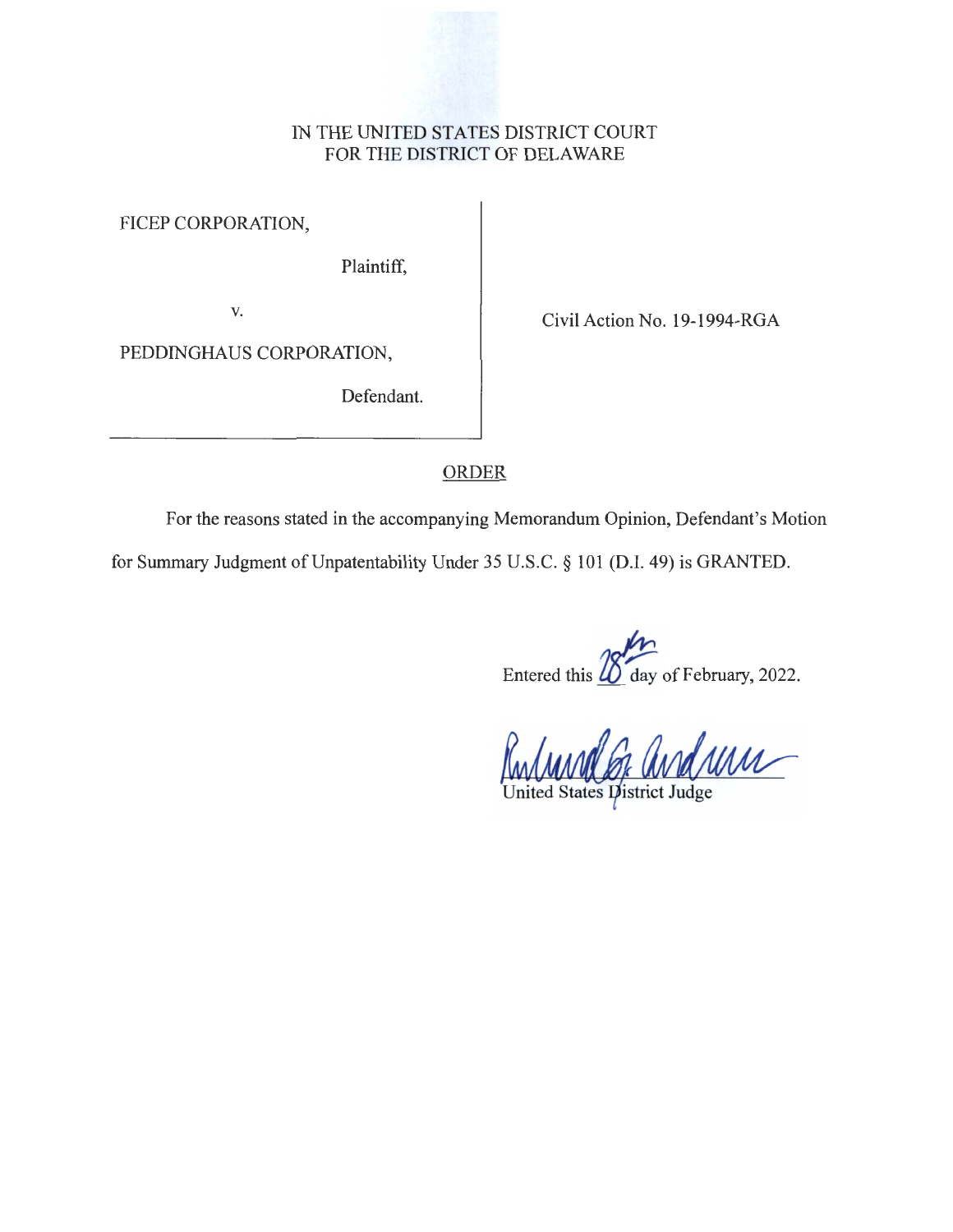IN THE UNITED STATES DISTRICT COURT
FOR THE DISTRICT OF DELAWARE

| | |
|---|---|
| FICEP CORPORATION,<br><br>Plaintiff,<br><br>v.<br><br>PEDDINGHAUS CORPORATION,<br><br>Defendant. | Civil Action No. 19-1994-RGA |

ORDER

For the reasons stated in the accompanying Memorandum Opinion, Defendant's Motion for Summary Judgment of Unpatentability Under 35 U.S.C. § 101 (D.I. 49) is GRANTED.

Entered this 28th day of February, 2022.

United States District Judge